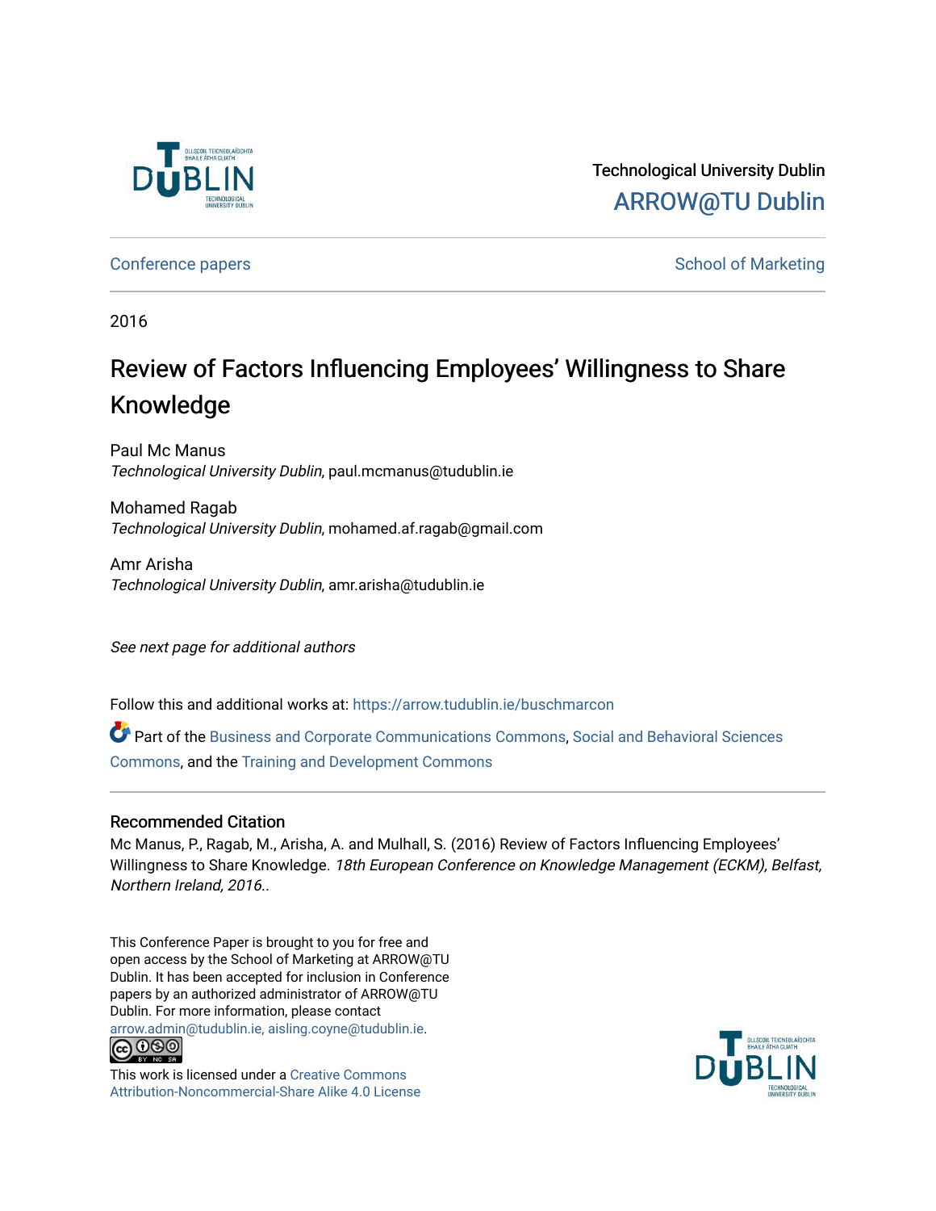Technological University Dublin

ARROW@TU Dublin

Conference papers | School of Marketing

2016

# Review of Factors Influencing Employees' Willingness to Share Knowledge

Paul Mc Manus
*Technological University Dublin*, paul.mcmanus@tudublin.ie

Mohamed Ragab
*Technological University Dublin*, mohamed.af.ragab@gmail.com

Amr Arisha
*Technological University Dublin*, amr.arisha@tudublin.ie

*See next page for additional authors*

Follow this and additional works at: https://arrow.tudublin.ie/buschmarcon

Part of the Business and Corporate Communications Commons, Social and Behavioral Sciences Commons, and the Training and Development Commons

## Recommended Citation

Mc Manus, P., Ragab, M., Arisha, A. and Mulhall, S. (2016) Review of Factors Influencing Employees' Willingness to Share Knowledge. *18th European Conference on Knowledge Management (ECKM), Belfast, Northern Ireland, 2016.*.

This Conference Paper is brought to you for free and open access by the School of Marketing at ARROW@TU Dublin. It has been accepted for inclusion in Conference papers by an authorized administrator of ARROW@TU Dublin. For more information, please contact arrow.admin@tudublin.ie, aisling.coyne@tudublin.ie.

This work is licensed under a Creative Commons Attribution-Noncommercial-Share Alike 4.0 License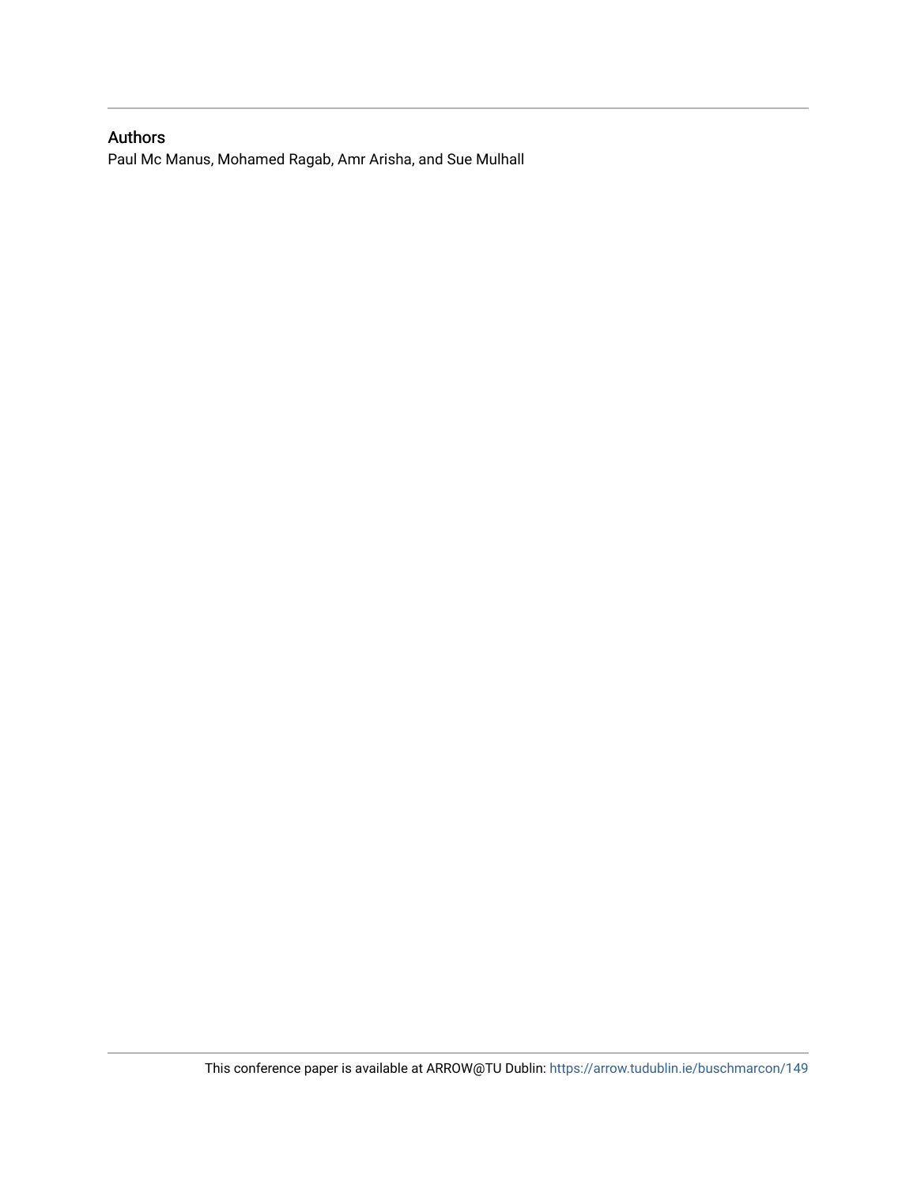## Authors

Paul Mc Manus, Mohamed Ragab, Amr Arisha, and Sue Mulhall

This conference paper is available at ARROW@TU Dublin: https://arrow.tudublin.ie/buschmarcon/149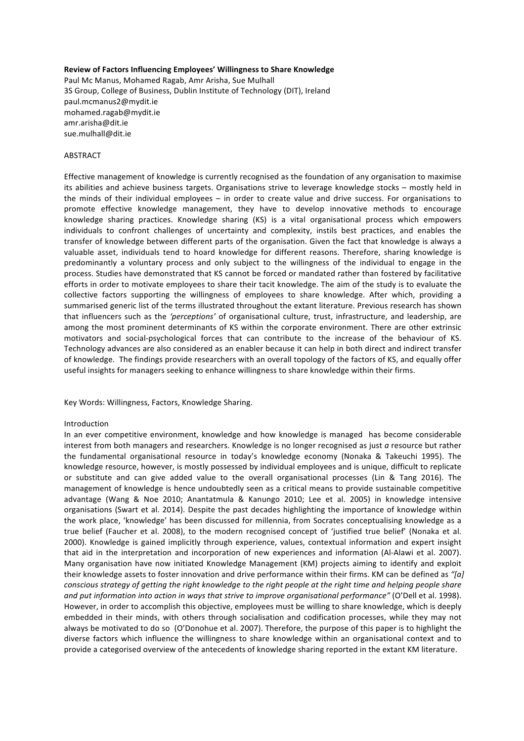**Review of Factors Influencing Employees' Willingness to Share Knowledge**

Paul Mc Manus, Mohamed Ragab, Amr Arisha, Sue Mulhall
3S Group, College of Business, Dublin Institute of Technology (DIT), Ireland
paul.mcmanus2@mydit.ie
mohamed.ragab@mydit.ie
amr.arisha@dit.ie
sue.mulhall@dit.ie

ABSTRACT

Effective management of knowledge is currently recognised as the foundation of any organisation to maximise its abilities and achieve business targets. Organisations strive to leverage knowledge stocks – mostly held in the minds of their individual employees – in order to create value and drive success. For organisations to promote effective knowledge management, they have to develop innovative methods to encourage knowledge sharing practices. Knowledge sharing (KS) is a vital organisational process which empowers individuals to confront challenges of uncertainty and complexity, instils best practices, and enables the transfer of knowledge between different parts of the organisation. Given the fact that knowledge is always a valuable asset, individuals tend to hoard knowledge for different reasons. Therefore, sharing knowledge is predominantly a voluntary process and only subject to the willingness of the individual to engage in the process. Studies have demonstrated that KS cannot be forced or mandated rather than fostered by facilitative efforts in order to motivate employees to share their tacit knowledge. The aim of the study is to evaluate the collective factors supporting the willingness of employees to share knowledge. After which, providing a summarised generic list of the terms illustrated throughout the extant literature. Previous research has shown that influencers such as the *'perceptions'* of organisational culture, trust, infrastructure, and leadership, are among the most prominent determinants of KS within the corporate environment. There are other extrinsic motivators and social-psychological forces that can contribute to the increase of the behaviour of KS. Technology advances are also considered as an enabler because it can help in both direct and indirect transfer of knowledge. The findings provide researchers with an overall topology of the factors of KS, and equally offer useful insights for managers seeking to enhance willingness to share knowledge within their firms.

Key Words: Willingness, Factors, Knowledge Sharing.

Introduction

In an ever competitive environment, knowledge and how knowledge is managed has become considerable interest from both managers and researchers. Knowledge is no longer recognised as just *a* resource but rather the fundamental organisational resource in today's knowledge economy (Nonaka & Takeuchi 1995). The knowledge resource, however, is mostly possessed by individual employees and is unique, difficult to replicate or substitute and can give added value to the overall organisational processes (Lin & Tang 2016). The management of knowledge is hence undoubtedly seen as a critical means to provide sustainable competitive advantage (Wang & Noe 2010; Anantatmula & Kanungo 2010; Lee et al. 2005) in knowledge intensive organisations (Swart et al. 2014). Despite the past decades highlighting the importance of knowledge within the work place, 'knowledge' has been discussed for millennia, from Socrates conceptualising knowledge as a true belief (Faucher et al. 2008), to the modern recognised concept of 'justified true belief' (Nonaka et al. 2000). Knowledge is gained implicitly through experience, values, contextual information and expert insight that aid in the interpretation and incorporation of new experiences and information (Al-Alawi et al. 2007). Many organisation have now initiated Knowledge Management (KM) projects aiming to identify and exploit their knowledge assets to foster innovation and drive performance within their firms. KM can be defined as *"[a] conscious strategy of getting the right knowledge to the right people at the right time and helping people share and put information into action in ways that strive to improve organisational performance"* (O'Dell et al. 1998). However, in order to accomplish this objective, employees must be willing to share knowledge, which is deeply embedded in their minds, with others through socialisation and codification processes, while they may not always be motivated to do so (O'Donohue et al. 2007). Therefore, the purpose of this paper is to highlight the diverse factors which influence the willingness to share knowledge within an organisational context and to provide a categorised overview of the antecedents of knowledge sharing reported in the extant KM literature.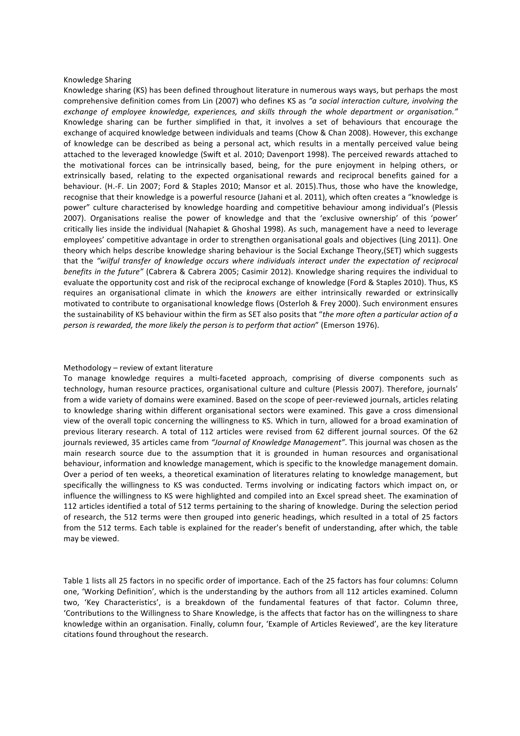## Knowledge Sharing

Knowledge sharing (KS) has been defined throughout literature in numerous ways ways, but perhaps the most comprehensive definition comes from Lin (2007) who defines KS as *"a social interaction culture, involving the exchange of employee knowledge, experiences, and skills through the whole department or organisation."* Knowledge sharing can be further simplified in that, it involves a set of behaviours that encourage the exchange of acquired knowledge between individuals and teams (Chow & Chan 2008). However, this exchange of knowledge can be described as being a personal act, which results in a mentally perceived value being attached to the leveraged knowledge (Swift et al. 2010; Davenport 1998). The perceived rewards attached to the motivational forces can be intrinsically based, being, for the pure enjoyment in helping others, or extrinsically based, relating to the expected organisational rewards and reciprocal benefits gained for a behaviour. (H.-F. Lin 2007; Ford & Staples 2010; Mansor et al. 2015).Thus, those who have the knowledge, recognise that their knowledge is a powerful resource (Jahani et al. 2011), which often creates a "knowledge is power" culture characterised by knowledge hoarding and competitive behaviour among individual's (Plessis 2007). Organisations realise the power of knowledge and that the 'exclusive ownership' of this 'power' critically lies inside the individual (Nahapiet & Ghoshal 1998). As such, management have a need to leverage employees' competitive advantage in order to strengthen organisational goals and objectives (Ling 2011). One theory which helps describe knowledge sharing behaviour is the Social Exchange Theory,(SET) which suggests that the *"wilful transfer of knowledge occurs where individuals interact under the expectation of reciprocal benefits in the future"* (Cabrera & Cabrera 2005; Casimir 2012). Knowledge sharing requires the individual to evaluate the opportunity cost and risk of the reciprocal exchange of knowledge (Ford & Staples 2010). Thus, KS requires an organisational climate in which the *knowers* are either intrinsically rewarded or extrinsically motivated to contribute to organisational knowledge flows (Osterloh & Frey 2000). Such environment ensures the sustainability of KS behaviour within the firm as SET also posits that "*the more often a particular action of a person is rewarded, the more likely the person is to perform that action*" (Emerson 1976).

## Methodology – review of extant literature

To manage knowledge requires a multi-faceted approach, comprising of diverse components such as technology, human resource practices, organisational culture and culture (Plessis 2007). Therefore, journals' from a wide variety of domains were examined. Based on the scope of peer-reviewed journals, articles relating to knowledge sharing within different organisational sectors were examined. This gave a cross dimensional view of the overall topic concerning the willingness to KS. Which in turn, allowed for a broad examination of previous literary research. A total of 112 articles were revised from 62 different journal sources. Of the 62 journals reviewed, 35 articles came from *"Journal of Knowledge Management"*. This journal was chosen as the main research source due to the assumption that it is grounded in human resources and organisational behaviour, information and knowledge management, which is specific to the knowledge management domain. Over a period of ten weeks, a theoretical examination of literatures relating to knowledge management, but specifically the willingness to KS was conducted. Terms involving or indicating factors which impact on, or influence the willingness to KS were highlighted and compiled into an Excel spread sheet. The examination of 112 articles identified a total of 512 terms pertaining to the sharing of knowledge. During the selection period of research, the 512 terms were then grouped into generic headings, which resulted in a total of 25 factors from the 512 terms. Each table is explained for the reader's benefit of understanding, after which, the table may be viewed.

Table 1 lists all 25 factors in no specific order of importance. Each of the 25 factors has four columns: Column one, 'Working Definition', which is the understanding by the authors from all 112 articles examined. Column two, 'Key Characteristics', is a breakdown of the fundamental features of that factor. Column three, 'Contributions to the Willingness to Share Knowledge, is the affects that factor has on the willingness to share knowledge within an organisation. Finally, column four, 'Example of Articles Reviewed', are the key literature citations found throughout the research.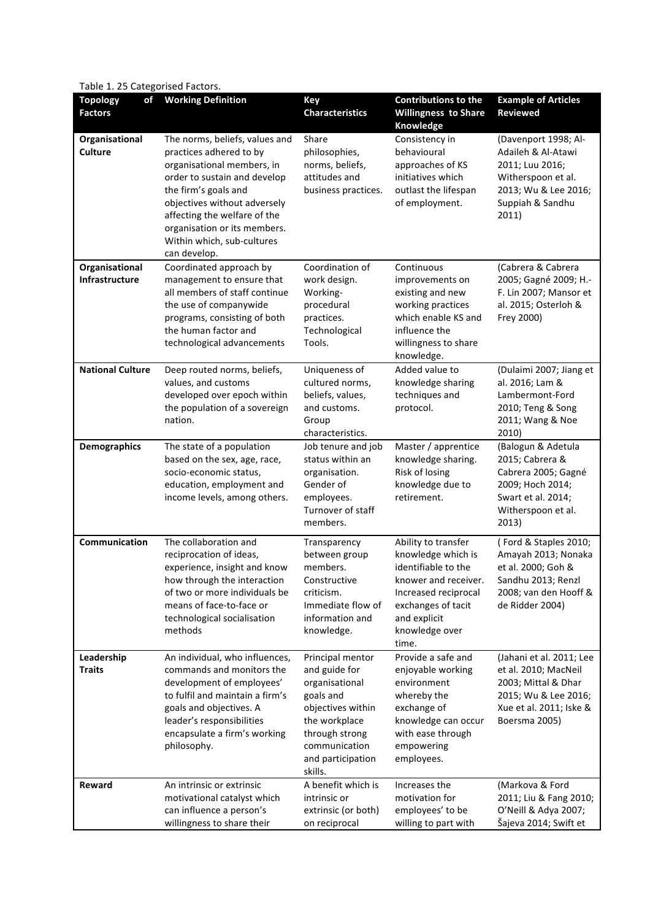Table 1. 25 Categorised Factors.

| Topology of Factors | Working Definition | Key Characteristics | Contributions to the Willingness to Share Knowledge | Example of Articles Reviewed |
|---|---|---|---|---|
| **Organisational Culture** | The norms, beliefs, values and practices adhered to by organisational members, in order to sustain and develop the firm's goals and objectives without adversely affecting the welfare of the organisation or its members. Within which, sub-cultures can develop. | Share philosophies, norms, beliefs, attitudes and business practices. | Consistency in behavioural approaches of KS initiatives which outlast the lifespan of employment. | (Davenport 1998; Al-Adaileh & Al-Atawi 2011; Luu 2016; Witherspoon et al. 2013; Wu & Lee 2016; Suppiah & Sandhu 2011) |
| **Organisational Infrastructure** | Coordinated approach by management to ensure that all members of staff continue the use of companywide programs, consisting of both the human factor and technological advancements | Coordination of work design. Working-procedural practices. Technological Tools. | Continuous improvements on existing and new working practices which enable KS and influence the willingness to share knowledge. | (Cabrera & Cabrera 2005; Gagné 2009; H.-F. Lin 2007; Mansor et al. 2015; Osterloh & Frey 2000) |
| **National Culture** | Deep routed norms, beliefs, values and customs developed over epoch within the population of a sovereign nation. | Uniqueness of cultured norms, beliefs, values, and customs. Group characteristics. | Added value to knowledge sharing techniques and protocol. | (Dulaimi 2007; Jiang et al. 2016; Lam & Lambermont-Ford 2010; Teng & Song 2011; Wang & Noe 2010) |
| **Demographics** | The state of a population based on the sex, age, race, socio-economic status, education, employment and income levels, among others. | Job tenure and job status within an organisation. Gender of employees. Turnover of staff members. | Master / apprentice knowledge sharing. Risk of losing knowledge due to retirement. | (Balogun & Adetula 2015; Cabrera & Cabrera 2005; Gagné 2009; Hoch 2014; Swart et al. 2014; Witherspoon et al. 2013) |
| **Communication** | The collaboration and reciprocation of ideas, experience, insight and know how through the interaction of two or more individuals be means of face-to-face or technological socialisation methods | Transparency between group members. Constructive criticism. Immediate flow of information and knowledge. | Ability to transfer knowledge which is identifiable to the knower and receiver. Increased reciprocal exchanges of tacit and explicit knowledge over time. | ( Ford & Staples 2010; Amayah 2013; Nonaka et al. 2000; Goh & Sandhu 2013; Renzl 2008; van den Hooff & de Ridder 2004) |
| **Leadership Traits** | An individual, who influences, commands and monitors the development of employees' to fulfil and maintain a firm's goals and objectives. A leader's responsibilities encapsulate a firm's working philosophy. | Principal mentor and guide for organisational goals and objectives within the workplace through strong communication and participation skills. | Provide a safe and enjoyable working environment whereby the exchange of knowledge can occur with ease through empowering employees. | (Jahani et al. 2011; Lee et al. 2010; MacNeil 2003; Mittal & Dhar 2015; Wu & Lee 2016; Xue et al. 2011; Iske & Boersma 2005) |
| **Reward** | An intrinsic or extrinsic motivational catalyst which can influence a person's willingness to share their | A benefit which is intrinsic or extrinsic (or both) on reciprocal | Increases the motivation for employees' to be willing to part with | (Markova & Ford 2011; Liu & Fang 2010; O'Neill & Adya 2007; Šajeva 2014; Swift et |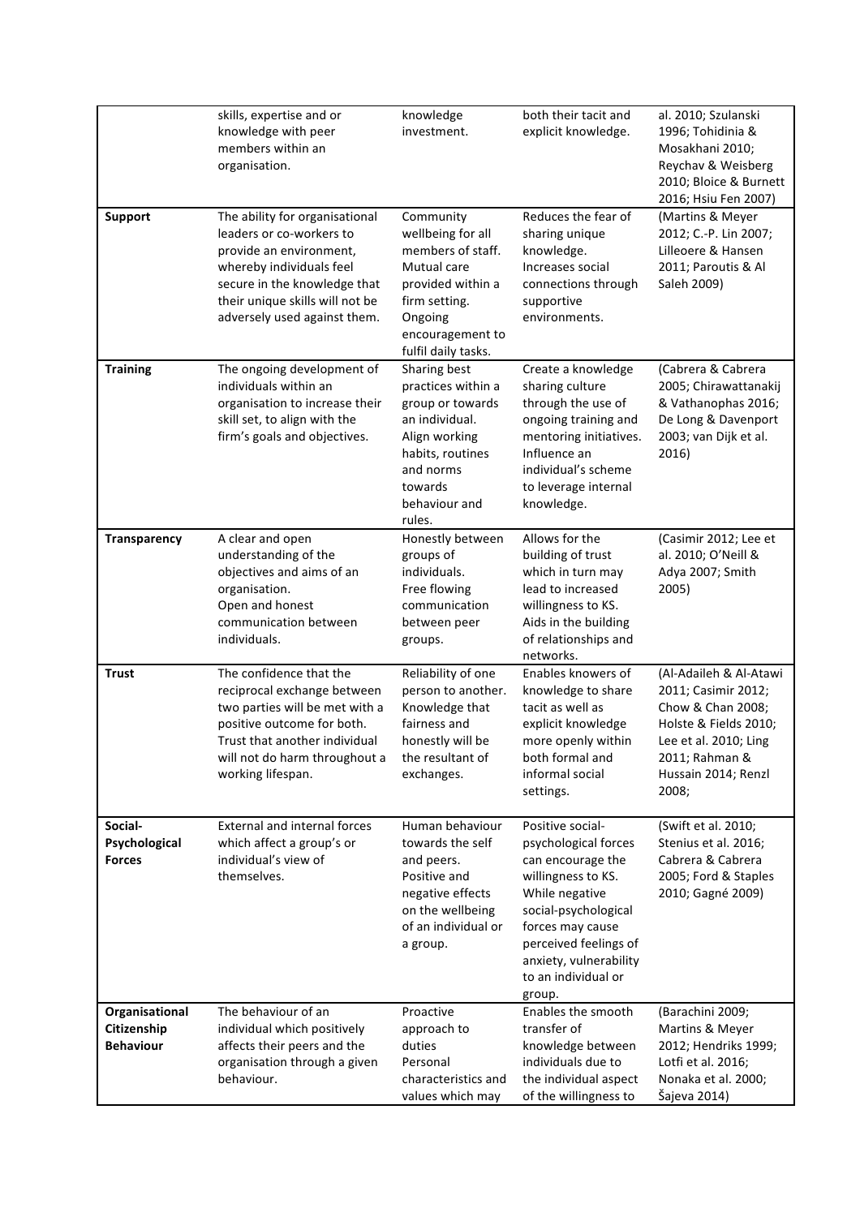| | | | | |
|---|---|---|---|---|
| | skills, expertise and or knowledge with peer members within an organisation. | knowledge investment. | both their tacit and explicit knowledge. | al. 2010; Szulanski 1996; Tohidinia & Mosakhani 2010; Reychav & Weisberg 2010; Bloice & Burnett 2016; Hsiu Fen 2007) |
| **Support** | The ability for organisational leaders or co-workers to provide an environment, whereby individuals feel secure in the knowledge that their unique skills will not be adversely used against them. | Community wellbeing for all members of staff. Mutual care provided within a firm setting. Ongoing encouragement to fulfil daily tasks. | Reduces the fear of sharing unique knowledge. Increases social connections through supportive environments. | (Martins & Meyer 2012; C.-P. Lin 2007; Lilleoere & Hansen 2011; Paroutis & Al Saleh 2009) |
| **Training** | The ongoing development of individuals within an organisation to increase their skill set, to align with the firm's goals and objectives. | Sharing best practices within a group or towards an individual. Align working habits, routines and norms towards behaviour and rules. | Create a knowledge sharing culture through the use of ongoing training and mentoring initiatives. Influence an individual's scheme to leverage internal knowledge. | (Cabrera & Cabrera 2005; Chirawattanakij & Vathanophas 2016; De Long & Davenport 2003; van Dijk et al. 2016) |
| **Transparency** | A clear and open understanding of the objectives and aims of an organisation. Open and honest communication between individuals. | Honestly between groups of individuals. Free flowing communication between peer groups. | Allows for the building of trust which in turn may lead to increased willingness to KS. Aids in the building of relationships and networks. | (Casimir 2012; Lee et al. 2010; O'Neill & Adya 2007; Smith 2005) |
| **Trust** | The confidence that the reciprocal exchange between two parties will be met with a positive outcome for both. Trust that another individual will not do harm throughout a working lifespan. | Reliability of one person to another. Knowledge that fairness and honestly will be the resultant of exchanges. | Enables knowers of knowledge to share tacit as well as explicit knowledge more openly within both formal and informal social settings. | (Al-Adaileh & Al-Atawi 2011; Casimir 2012; Chow & Chan 2008; Holste & Fields 2010; Lee et al. 2010; Ling 2011; Rahman & Hussain 2014; Renzl 2008; |
| **Social-Psychological Forces** | External and internal forces which affect a group's or individual's view of themselves. | Human behaviour towards the self and peers. Positive and negative effects on the wellbeing of an individual or a group. | Positive social-psychological forces can encourage the willingness to KS. While negative social-psychological forces may cause perceived feelings of anxiety, vulnerability to an individual or group. | (Swift et al. 2010; Stenius et al. 2016; Cabrera & Cabrera 2005; Ford & Staples 2010; Gagné 2009) |
| **Organisational Citizenship Behaviour** | The behaviour of an individual which positively affects their peers and the organisation through a given behaviour. | Proactive approach to duties Personal characteristics and values which may | Enables the smooth transfer of knowledge between individuals due to the individual aspect of the willingness to | (Barachini 2009; Martins & Meyer 2012; Hendriks 1999; Lotfi et al. 2016; Nonaka et al. 2000; Šajeva 2014) |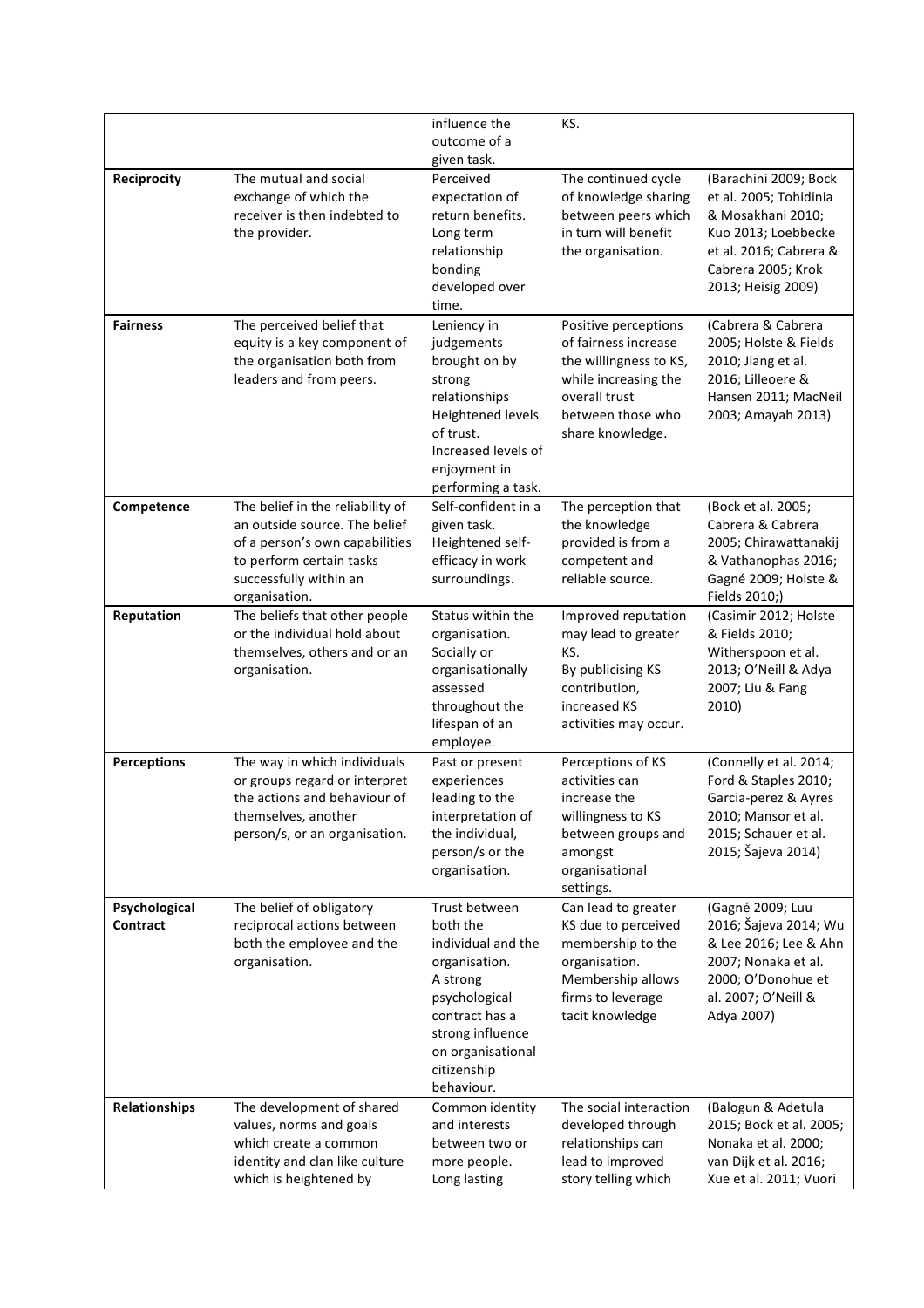| | | influence the outcome of a given task. | KS. | |
|---|---|---|---|---|
| **Reciprocity** | The mutual and social exchange of which the receiver is then indebted to the provider. | Perceived expectation of return benefits. Long term relationship bonding developed over time. | The continued cycle of knowledge sharing between peers which in turn will benefit the organisation. | (Barachini 2009; Bock et al. 2005; Tohidinia & Mosakhani 2010; Kuo 2013; Loebbecke et al. 2016; Cabrera & Cabrera 2005; Krok 2013; Heisig 2009) |
| **Fairness** | The perceived belief that equity is a key component of the organisation both from leaders and from peers. | Leniency in judgements brought on by strong relationships Heightened levels of trust. Increased levels of enjoyment in performing a task. | Positive perceptions of fairness increase the willingness to KS, while increasing the overall trust between those who share knowledge. | (Cabrera & Cabrera 2005; Holste & Fields 2010; Jiang et al. 2016; Lilleoere & Hansen 2011; MacNeil 2003; Amayah 2013) |
| **Competence** | The belief in the reliability of an outside source. The belief of a person's own capabilities to perform certain tasks successfully within an organisation. | Self-confident in a given task. Heightened self-efficacy in work surroundings. | The perception that the knowledge provided is from a competent and reliable source. | (Bock et al. 2005; Cabrera & Cabrera 2005; Chirawattanakij & Vathanophas 2016; Gagné 2009; Holste & Fields 2010;) |
| **Reputation** | The beliefs that other people or the individual hold about themselves, others and or an organisation. | Status within the organisation. Socially or organisationally assessed throughout the lifespan of an employee. | Improved reputation may lead to greater KS. By publicising KS contribution, increased KS activities may occur. | (Casimir 2012; Holste & Fields 2010; Witherspoon et al. 2013; O'Neill & Adya 2007; Liu & Fang 2010) |
| **Perceptions** | The way in which individuals or groups regard or interpret the actions and behaviour of themselves, another person/s, or an organisation. | Past or present experiences leading to the interpretation of the individual, person/s or the organisation. | Perceptions of KS activities can increase the willingness to KS between groups and amongst organisational settings. | (Connelly et al. 2014; Ford & Staples 2010; Garcia-perez & Ayres 2010; Mansor et al. 2015; Schauer et al. 2015; Šajeva 2014) |
| **Psychological Contract** | The belief of obligatory reciprocal actions between both the employee and the organisation. | Trust between both the individual and the organisation. A strong psychological contract has a strong influence on organisational citizenship behaviour. | Can lead to greater KS due to perceived membership to the organisation. Membership allows firms to leverage tacit knowledge | (Gagné 2009; Luu 2016; Šajeva 2014; Wu & Lee 2016; Lee & Ahn 2007; Nonaka et al. 2000; O'Donohue et al. 2007; O'Neill & Adya 2007) |
| **Relationships** | The development of shared values, norms and goals which create a common identity and clan like culture which is heightened by | Common identity and interests between two or more people. Long lasting | The social interaction developed through relationships can lead to improved story telling which | (Balogun & Adetula 2015; Bock et al. 2005; Nonaka et al. 2000; van Dijk et al. 2016; Xue et al. 2011; Vuori |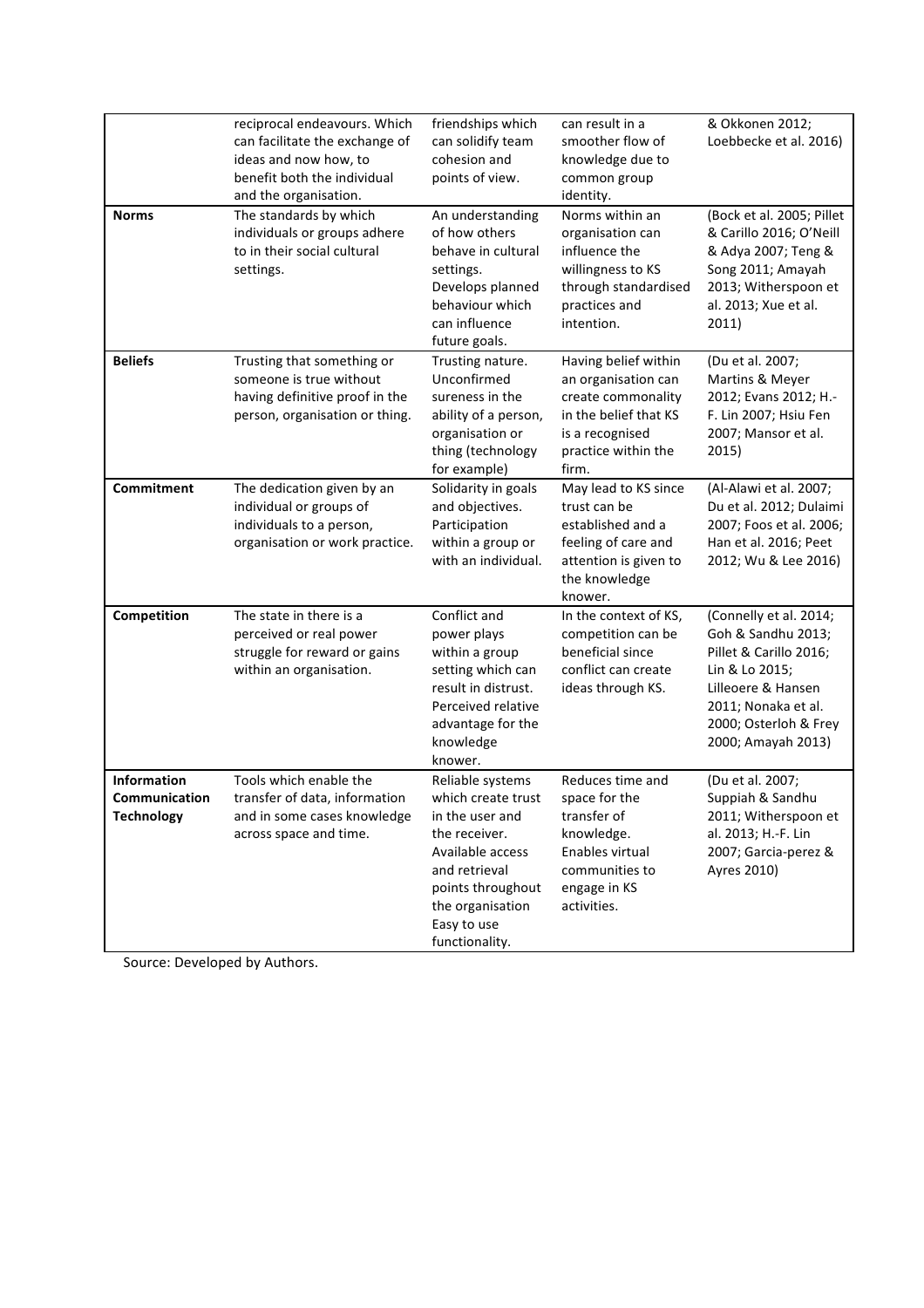| | | | | |
|---|---|---|---|---|
| | reciprocal endeavours. Which can facilitate the exchange of ideas and now how, to benefit both the individual and the organisation. | friendships which can solidify team cohesion and points of view. | can result in a smoother flow of knowledge due to common group identity. | & Okkonen 2012; Loebbecke et al. 2016) |
| **Norms** | The standards by which individuals or groups adhere to in their social cultural settings. | An understanding of how others behave in cultural settings. Develops planned behaviour which can influence future goals. | Norms within an organisation can influence the willingness to KS through standardised practices and intention. | (Bock et al. 2005; Pillet & Carillo 2016; O'Neill & Adya 2007; Teng & Song 2011; Amayah 2013; Witherspoon et al. 2013; Xue et al. 2011) |
| **Beliefs** | Trusting that something or someone is true without having definitive proof in the person, organisation or thing. | Trusting nature. Unconfirmed sureness in the ability of a person, organisation or thing (technology for example) | Having belief within an organisation can create commonality in the belief that KS is a recognised practice within the firm. | (Du et al. 2007; Martins & Meyer 2012; Evans 2012; H.-F. Lin 2007; Hsiu Fen 2007; Mansor et al. 2015) |
| **Commitment** | The dedication given by an individual or groups of individuals to a person, organisation or work practice. | Solidarity in goals and objectives. Participation within a group or with an individual. | May lead to KS since trust can be established and a feeling of care and attention is given to the knowledge knower. | (Al-Alawi et al. 2007; Du et al. 2012; Dulaimi 2007; Foos et al. 2006; Han et al. 2016; Peet 2012; Wu & Lee 2016) |
| **Competition** | The state in there is a perceived or real power struggle for reward or gains within an organisation. | Conflict and power plays within a group setting which can result in distrust. Perceived relative advantage for the knowledge knower. | In the context of KS, competition can be beneficial since conflict can create ideas through KS. | (Connelly et al. 2014; Goh & Sandhu 2013; Pillet & Carillo 2016; Lin & Lo 2015; Lilleoere & Hansen 2011; Nonaka et al. 2000; Osterloh & Frey 2000; Amayah 2013) |
| **Information Communication Technology** | Tools which enable the transfer of data, information and in some cases knowledge across space and time. | Reliable systems which create trust in the user and the receiver. Available access and retrieval points throughout the organisation Easy to use functionality. | Reduces time and space for the transfer of knowledge. Enables virtual communities to engage in KS activities. | (Du et al. 2007; Suppiah & Sandhu 2011; Witherspoon et al. 2013; H.-F. Lin 2007; Garcia-perez & Ayres 2010) |

Source: Developed by Authors.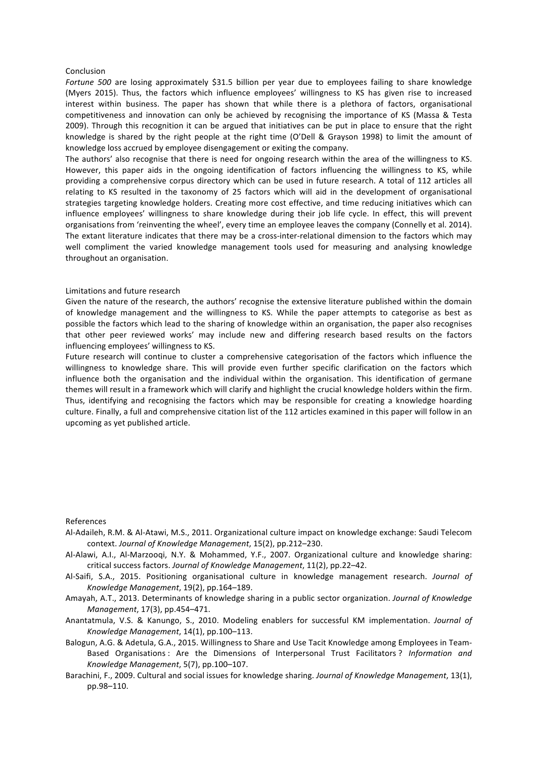## Conclusion

*Fortune 500* are losing approximately $31.5 billion per year due to employees failing to share knowledge (Myers 2015). Thus, the factors which influence employees' willingness to KS has given rise to increased interest within business. The paper has shown that while there is a plethora of factors, organisational competitiveness and innovation can only be achieved by recognising the importance of KS (Massa & Testa 2009). Through this recognition it can be argued that initiatives can be put in place to ensure that the right knowledge is shared by the right people at the right time (O'Dell & Grayson 1998) to limit the amount of knowledge loss accrued by employee disengagement or exiting the company.

The authors' also recognise that there is need for ongoing research within the area of the willingness to KS. However, this paper aids in the ongoing identification of factors influencing the willingness to KS, while providing a comprehensive corpus directory which can be used in future research. A total of 112 articles all relating to KS resulted in the taxonomy of 25 factors which will aid in the development of organisational strategies targeting knowledge holders. Creating more cost effective, and time reducing initiatives which can influence employees' willingness to share knowledge during their job life cycle. In effect, this will prevent organisations from 'reinventing the wheel', every time an employee leaves the company (Connelly et al. 2014). The extant literature indicates that there may be a cross-inter-relational dimension to the factors which may well compliment the varied knowledge management tools used for measuring and analysing knowledge throughout an organisation.

## Limitations and future research

Given the nature of the research, the authors' recognise the extensive literature published within the domain of knowledge management and the willingness to KS. While the paper attempts to categorise as best as possible the factors which lead to the sharing of knowledge within an organisation, the paper also recognises that other peer reviewed works' may include new and differing research based results on the factors influencing employees' willingness to KS.

Future research will continue to cluster a comprehensive categorisation of the factors which influence the willingness to knowledge share. This will provide even further specific clarification on the factors which influence both the organisation and the individual within the organisation. This identification of germane themes will result in a framework which will clarify and highlight the crucial knowledge holders within the firm. Thus, identifying and recognising the factors which may be responsible for creating a knowledge hoarding culture. Finally, a full and comprehensive citation list of the 112 articles examined in this paper will follow in an upcoming as yet published article.

## References

Al-Adaileh, R.M. & Al-Atawi, M.S., 2011. Organizational culture impact on knowledge exchange: Saudi Telecom context. *Journal of Knowledge Management*, 15(2), pp.212–230.

Al-Alawi, A.I., Al-Marzooqi, N.Y. & Mohammed, Y.F., 2007. Organizational culture and knowledge sharing: critical success factors. *Journal of Knowledge Management*, 11(2), pp.22–42.

Al-Saifi, S.A., 2015. Positioning organisational culture in knowledge management research. *Journal of Knowledge Management*, 19(2), pp.164–189.

Amayah, A.T., 2013. Determinants of knowledge sharing in a public sector organization. *Journal of Knowledge Management*, 17(3), pp.454–471.

Anantatmula, V.S. & Kanungo, S., 2010. Modeling enablers for successful KM implementation. *Journal of Knowledge Management*, 14(1), pp.100–113.

Balogun, A.G. & Adetula, G.A., 2015. Willingness to Share and Use Tacit Knowledge among Employees in Team-Based Organisations : Are the Dimensions of Interpersonal Trust Facilitators ? *Information and Knowledge Management*, 5(7), pp.100–107.

Barachini, F., 2009. Cultural and social issues for knowledge sharing. *Journal of Knowledge Management*, 13(1), pp.98–110.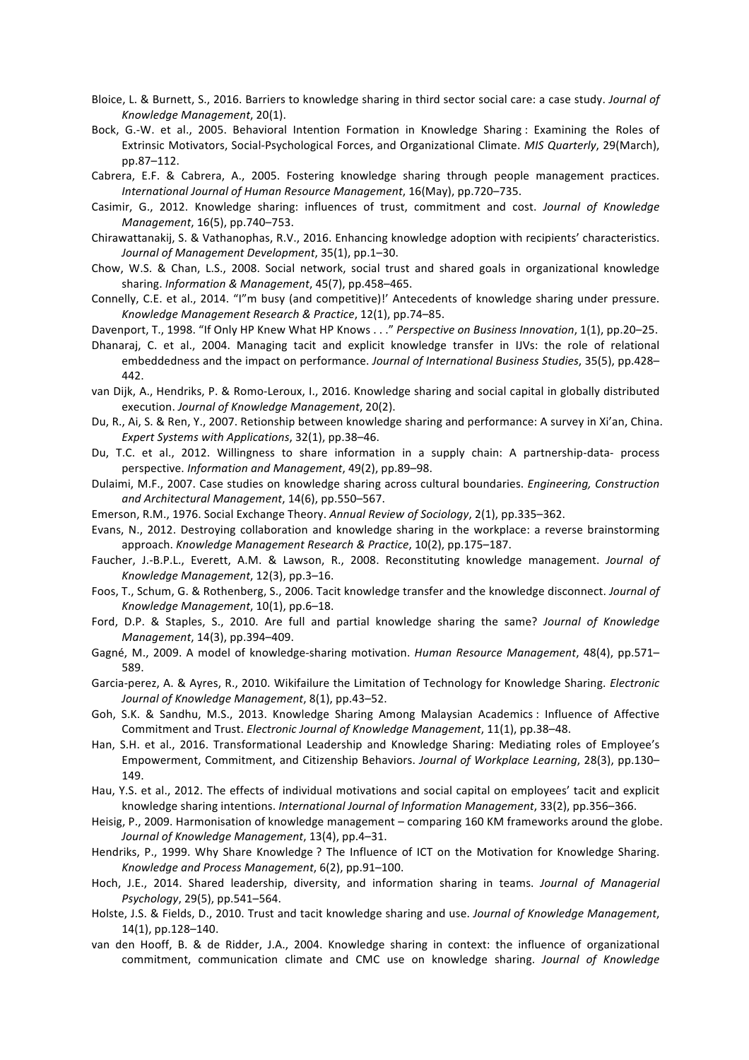Bloice, L. & Burnett, S., 2016. Barriers to knowledge sharing in third sector social care: a case study. *Journal of Knowledge Management*, 20(1).

Bock, G.-W. et al., 2005. Behavioral Intention Formation in Knowledge Sharing : Examining the Roles of Extrinsic Motivators, Social-Psychological Forces, and Organizational Climate. *MIS Quarterly*, 29(March), pp.87–112.

Cabrera, E.F. & Cabrera, A., 2005. Fostering knowledge sharing through people management practices. *International Journal of Human Resource Management*, 16(May), pp.720–735.

Casimir, G., 2012. Knowledge sharing: influences of trust, commitment and cost. *Journal of Knowledge Management*, 16(5), pp.740–753.

Chirawattanakij, S. & Vathanophas, R.V., 2016. Enhancing knowledge adoption with recipients' characteristics. *Journal of Management Development*, 35(1), pp.1–30.

Chow, W.S. & Chan, L.S., 2008. Social network, social trust and shared goals in organizational knowledge sharing. *Information & Management*, 45(7), pp.458–465.

Connelly, C.E. et al., 2014. "I"m busy (and competitive)!' Antecedents of knowledge sharing under pressure. *Knowledge Management Research & Practice*, 12(1), pp.74–85.

Davenport, T., 1998. "If Only HP Knew What HP Knows . . ." *Perspective on Business Innovation*, 1(1), pp.20–25.

Dhanaraj, C. et al., 2004. Managing tacit and explicit knowledge transfer in IJVs: the role of relational embeddedness and the impact on performance. *Journal of International Business Studies*, 35(5), pp.428–442.

van Dijk, A., Hendriks, P. & Romo-Leroux, I., 2016. Knowledge sharing and social capital in globally distributed execution. *Journal of Knowledge Management*, 20(2).

Du, R., Ai, S. & Ren, Y., 2007. Retionship between knowledge sharing and performance: A survey in Xi'an, China. *Expert Systems with Applications*, 32(1), pp.38–46.

Du, T.C. et al., 2012. Willingness to share information in a supply chain: A partnership-data- process perspective. *Information and Management*, 49(2), pp.89–98.

Dulaimi, M.F., 2007. Case studies on knowledge sharing across cultural boundaries. *Engineering, Construction and Architectural Management*, 14(6), pp.550–567.

Emerson, R.M., 1976. Social Exchange Theory. *Annual Review of Sociology*, 2(1), pp.335–362.

Evans, N., 2012. Destroying collaboration and knowledge sharing in the workplace: a reverse brainstorming approach. *Knowledge Management Research & Practice*, 10(2), pp.175–187.

Faucher, J.-B.P.L., Everett, A.M. & Lawson, R., 2008. Reconstituting knowledge management. *Journal of Knowledge Management*, 12(3), pp.3–16.

Foos, T., Schum, G. & Rothenberg, S., 2006. Tacit knowledge transfer and the knowledge disconnect. *Journal of Knowledge Management*, 10(1), pp.6–18.

Ford, D.P. & Staples, S., 2010. Are full and partial knowledge sharing the same? *Journal of Knowledge Management*, 14(3), pp.394–409.

Gagné, M., 2009. A model of knowledge-sharing motivation. *Human Resource Management*, 48(4), pp.571–589.

Garcia-perez, A. & Ayres, R., 2010. Wikifailure the Limitation of Technology for Knowledge Sharing. *Electronic Journal of Knowledge Management*, 8(1), pp.43–52.

Goh, S.K. & Sandhu, M.S., 2013. Knowledge Sharing Among Malaysian Academics : Influence of Affective Commitment and Trust. *Electronic Journal of Knowledge Management*, 11(1), pp.38–48.

Han, S.H. et al., 2016. Transformational Leadership and Knowledge Sharing: Mediating roles of Employee's Empowerment, Commitment, and Citizenship Behaviors. *Journal of Workplace Learning*, 28(3), pp.130–149.

Hau, Y.S. et al., 2012. The effects of individual motivations and social capital on employees' tacit and explicit knowledge sharing intentions. *International Journal of Information Management*, 33(2), pp.356–366.

Heisig, P., 2009. Harmonisation of knowledge management – comparing 160 KM frameworks around the globe. *Journal of Knowledge Management*, 13(4), pp.4–31.

Hendriks, P., 1999. Why Share Knowledge ? The Influence of ICT on the Motivation for Knowledge Sharing. *Knowledge and Process Management*, 6(2), pp.91–100.

Hoch, J.E., 2014. Shared leadership, diversity, and information sharing in teams. *Journal of Managerial Psychology*, 29(5), pp.541–564.

Holste, J.S. & Fields, D., 2010. Trust and tacit knowledge sharing and use. *Journal of Knowledge Management*, 14(1), pp.128–140.

van den Hooff, B. & de Ridder, J.A., 2004. Knowledge sharing in context: the influence of organizational commitment, communication climate and CMC use on knowledge sharing. *Journal of Knowledge*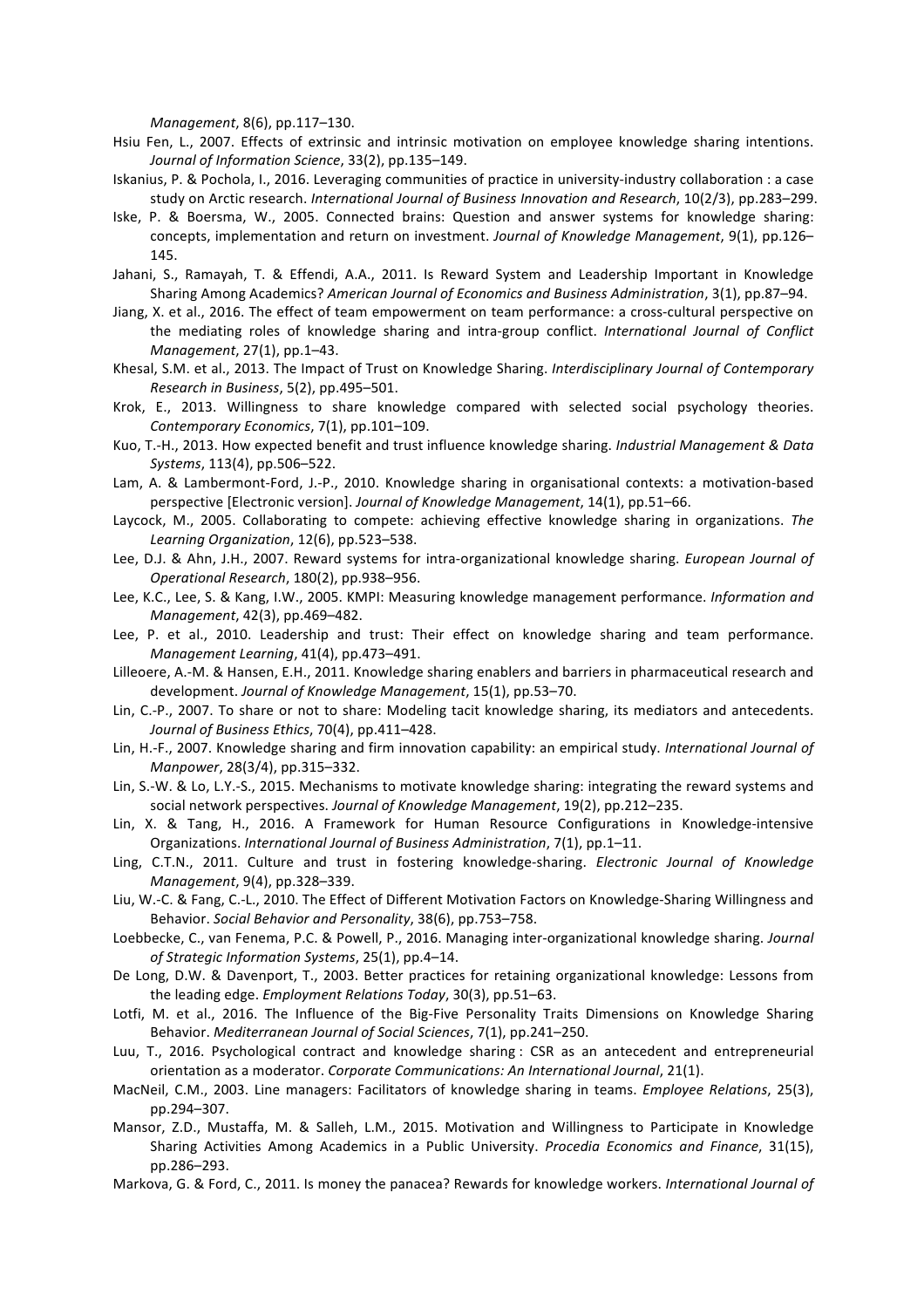*Management*, 8(6), pp.117–130.

Hsiu Fen, L., 2007. Effects of extrinsic and intrinsic motivation on employee knowledge sharing intentions. *Journal of Information Science*, 33(2), pp.135–149.

Iskanius, P. & Pochola, I., 2016. Leveraging communities of practice in university-industry collaboration : a case study on Arctic research. *International Journal of Business Innovation and Research*, 10(2/3), pp.283–299.

Iske, P. & Boersma, W., 2005. Connected brains: Question and answer systems for knowledge sharing: concepts, implementation and return on investment. *Journal of Knowledge Management*, 9(1), pp.126–145.

Jahani, S., Ramayah, T. & Effendi, A.A., 2011. Is Reward System and Leadership Important in Knowledge Sharing Among Academics? *American Journal of Economics and Business Administration*, 3(1), pp.87–94.

Jiang, X. et al., 2016. The effect of team empowerment on team performance: a cross-cultural perspective on the mediating roles of knowledge sharing and intra-group conflict. *International Journal of Conflict Management*, 27(1), pp.1–43.

Khesal, S.M. et al., 2013. The Impact of Trust on Knowledge Sharing. *Interdisciplinary Journal of Contemporary Research in Business*, 5(2), pp.495–501.

Krok, E., 2013. Willingness to share knowledge compared with selected social psychology theories. *Contemporary Economics*, 7(1), pp.101–109.

Kuo, T.-H., 2013. How expected benefit and trust influence knowledge sharing. *Industrial Management & Data Systems*, 113(4), pp.506–522.

Lam, A. & Lambermont-Ford, J.-P., 2010. Knowledge sharing in organisational contexts: a motivation-based perspective [Electronic version]. *Journal of Knowledge Management*, 14(1), pp.51–66.

Laycock, M., 2005. Collaborating to compete: achieving effective knowledge sharing in organizations. *The Learning Organization*, 12(6), pp.523–538.

Lee, D.J. & Ahn, J.H., 2007. Reward systems for intra-organizational knowledge sharing. *European Journal of Operational Research*, 180(2), pp.938–956.

Lee, K.C., Lee, S. & Kang, I.W., 2005. KMPI: Measuring knowledge management performance. *Information and Management*, 42(3), pp.469–482.

Lee, P. et al., 2010. Leadership and trust: Their effect on knowledge sharing and team performance. *Management Learning*, 41(4), pp.473–491.

Lilleoere, A.-M. & Hansen, E.H., 2011. Knowledge sharing enablers and barriers in pharmaceutical research and development. *Journal of Knowledge Management*, 15(1), pp.53–70.

Lin, C.-P., 2007. To share or not to share: Modeling tacit knowledge sharing, its mediators and antecedents. *Journal of Business Ethics*, 70(4), pp.411–428.

Lin, H.-F., 2007. Knowledge sharing and firm innovation capability: an empirical study. *International Journal of Manpower*, 28(3/4), pp.315–332.

Lin, S.-W. & Lo, L.Y.-S., 2015. Mechanisms to motivate knowledge sharing: integrating the reward systems and social network perspectives. *Journal of Knowledge Management*, 19(2), pp.212–235.

Lin, X. & Tang, H., 2016. A Framework for Human Resource Configurations in Knowledge-intensive Organizations. *International Journal of Business Administration*, 7(1), pp.1–11.

Ling, C.T.N., 2011. Culture and trust in fostering knowledge-sharing. *Electronic Journal of Knowledge Management*, 9(4), pp.328–339.

Liu, W.-C. & Fang, C.-L., 2010. The Effect of Different Motivation Factors on Knowledge-Sharing Willingness and Behavior. *Social Behavior and Personality*, 38(6), pp.753–758.

Loebbecke, C., van Fenema, P.C. & Powell, P., 2016. Managing inter-organizational knowledge sharing. *Journal of Strategic Information Systems*, 25(1), pp.4–14.

De Long, D.W. & Davenport, T., 2003. Better practices for retaining organizational knowledge: Lessons from the leading edge. *Employment Relations Today*, 30(3), pp.51–63.

Lotfi, M. et al., 2016. The Influence of the Big-Five Personality Traits Dimensions on Knowledge Sharing Behavior. *Mediterranean Journal of Social Sciences*, 7(1), pp.241–250.

Luu, T., 2016. Psychological contract and knowledge sharing : CSR as an antecedent and entrepreneurial orientation as a moderator. *Corporate Communications: An International Journal*, 21(1).

MacNeil, C.M., 2003. Line managers: Facilitators of knowledge sharing in teams. *Employee Relations*, 25(3), pp.294–307.

Mansor, Z.D., Mustaffa, M. & Salleh, L.M., 2015. Motivation and Willingness to Participate in Knowledge Sharing Activities Among Academics in a Public University. *Procedia Economics and Finance*, 31(15), pp.286–293.

Markova, G. & Ford, C., 2011. Is money the panacea? Rewards for knowledge workers. *International Journal of*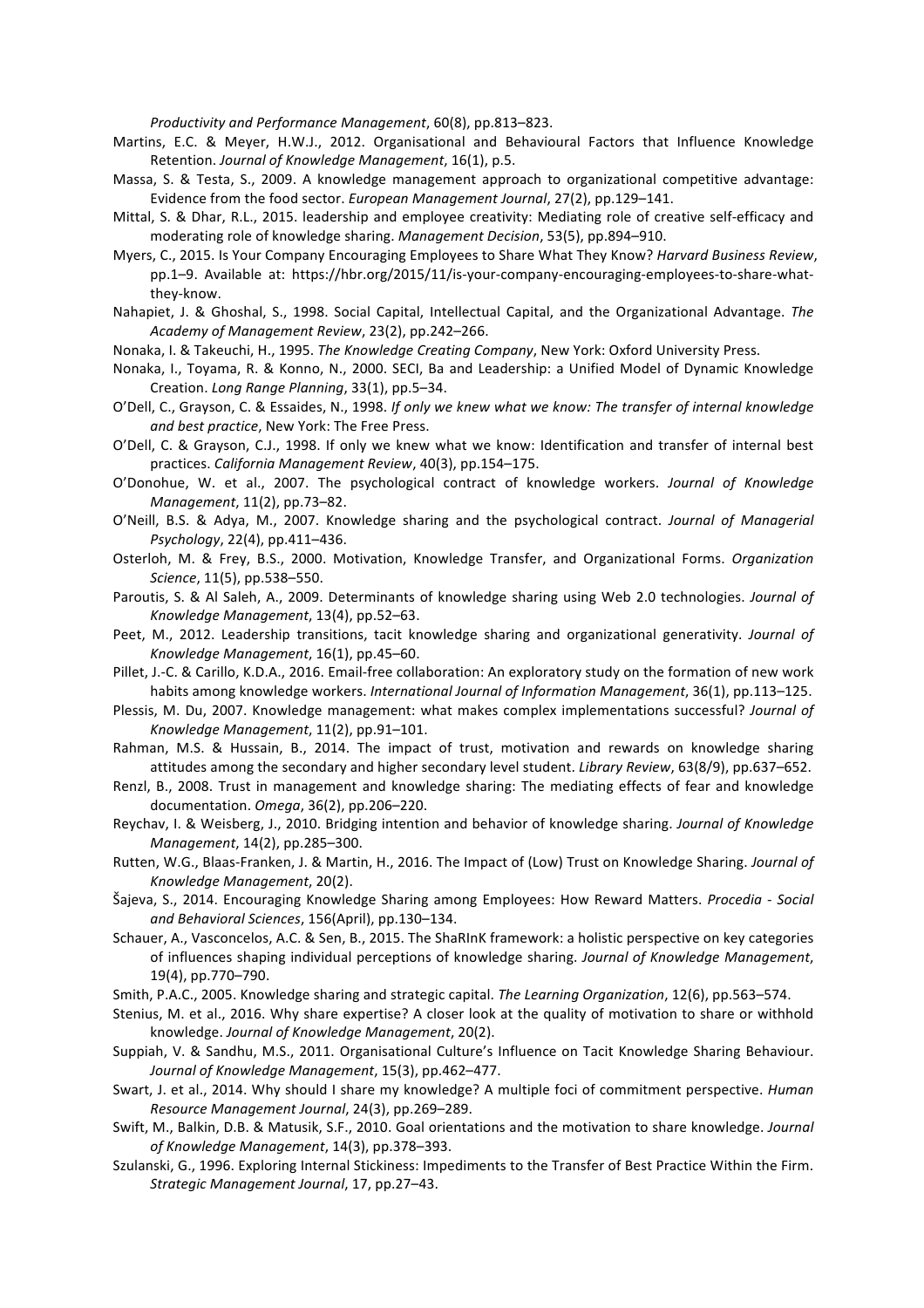*Productivity and Performance Management*, 60(8), pp.813–823.

Martins, E.C. & Meyer, H.W.J., 2012. Organisational and Behavioural Factors that Influence Knowledge Retention. *Journal of Knowledge Management*, 16(1), p.5.

Massa, S. & Testa, S., 2009. A knowledge management approach to organizational competitive advantage: Evidence from the food sector. *European Management Journal*, 27(2), pp.129–141.

Mittal, S. & Dhar, R.L., 2015. leadership and employee creativity: Mediating role of creative self-efficacy and moderating role of knowledge sharing. *Management Decision*, 53(5), pp.894–910.

Myers, C., 2015. Is Your Company Encouraging Employees to Share What They Know? *Harvard Business Review*, pp.1–9. Available at: https://hbr.org/2015/11/is-your-company-encouraging-employees-to-share-what-they-know.

Nahapiet, J. & Ghoshal, S., 1998. Social Capital, Intellectual Capital, and the Organizational Advantage. *The Academy of Management Review*, 23(2), pp.242–266.

Nonaka, I. & Takeuchi, H., 1995. *The Knowledge Creating Company*, New York: Oxford University Press.

Nonaka, I., Toyama, R. & Konno, N., 2000. SECI, Ba and Leadership: a Unified Model of Dynamic Knowledge Creation. *Long Range Planning*, 33(1), pp.5–34.

O'Dell, C., Grayson, C. & Essaides, N., 1998. *If only we knew what we know: The transfer of internal knowledge and best practice*, New York: The Free Press.

O'Dell, C. & Grayson, C.J., 1998. If only we knew what we know: Identification and transfer of internal best practices. *California Management Review*, 40(3), pp.154–175.

O'Donohue, W. et al., 2007. The psychological contract of knowledge workers. *Journal of Knowledge Management*, 11(2), pp.73–82.

O'Neill, B.S. & Adya, M., 2007. Knowledge sharing and the psychological contract. *Journal of Managerial Psychology*, 22(4), pp.411–436.

Osterloh, M. & Frey, B.S., 2000. Motivation, Knowledge Transfer, and Organizational Forms. *Organization Science*, 11(5), pp.538–550.

Paroutis, S. & Al Saleh, A., 2009. Determinants of knowledge sharing using Web 2.0 technologies. *Journal of Knowledge Management*, 13(4), pp.52–63.

Peet, M., 2012. Leadership transitions, tacit knowledge sharing and organizational generativity. *Journal of Knowledge Management*, 16(1), pp.45–60.

Pillet, J.-C. & Carillo, K.D.A., 2016. Email-free collaboration: An exploratory study on the formation of new work habits among knowledge workers. *International Journal of Information Management*, 36(1), pp.113–125.

Plessis, M. Du, 2007. Knowledge management: what makes complex implementations successful? *Journal of Knowledge Management*, 11(2), pp.91–101.

Rahman, M.S. & Hussain, B., 2014. The impact of trust, motivation and rewards on knowledge sharing attitudes among the secondary and higher secondary level student. *Library Review*, 63(8/9), pp.637–652.

Renzl, B., 2008. Trust in management and knowledge sharing: The mediating effects of fear and knowledge documentation. *Omega*, 36(2), pp.206–220.

Reychav, I. & Weisberg, J., 2010. Bridging intention and behavior of knowledge sharing. *Journal of Knowledge Management*, 14(2), pp.285–300.

Rutten, W.G., Blaas-Franken, J. & Martin, H., 2016. The Impact of (Low) Trust on Knowledge Sharing. *Journal of Knowledge Management*, 20(2).

Šajeva, S., 2014. Encouraging Knowledge Sharing among Employees: How Reward Matters. *Procedia - Social and Behavioral Sciences*, 156(April), pp.130–134.

Schauer, A., Vasconcelos, A.C. & Sen, B., 2015. The ShaRInK framework: a holistic perspective on key categories of influences shaping individual perceptions of knowledge sharing. *Journal of Knowledge Management*, 19(4), pp.770–790.

Smith, P.A.C., 2005. Knowledge sharing and strategic capital. *The Learning Organization*, 12(6), pp.563–574.

Stenius, M. et al., 2016. Why share expertise? A closer look at the quality of motivation to share or withhold knowledge. *Journal of Knowledge Management*, 20(2).

Suppiah, V. & Sandhu, M.S., 2011. Organisational Culture's Influence on Tacit Knowledge Sharing Behaviour. *Journal of Knowledge Management*, 15(3), pp.462–477.

Swart, J. et al., 2014. Why should I share my knowledge? A multiple foci of commitment perspective. *Human Resource Management Journal*, 24(3), pp.269–289.

Swift, M., Balkin, D.B. & Matusik, S.F., 2010. Goal orientations and the motivation to share knowledge. *Journal of Knowledge Management*, 14(3), pp.378–393.

Szulanski, G., 1996. Exploring Internal Stickiness: Impediments to the Transfer of Best Practice Within the Firm. *Strategic Management Journal*, 17, pp.27–43.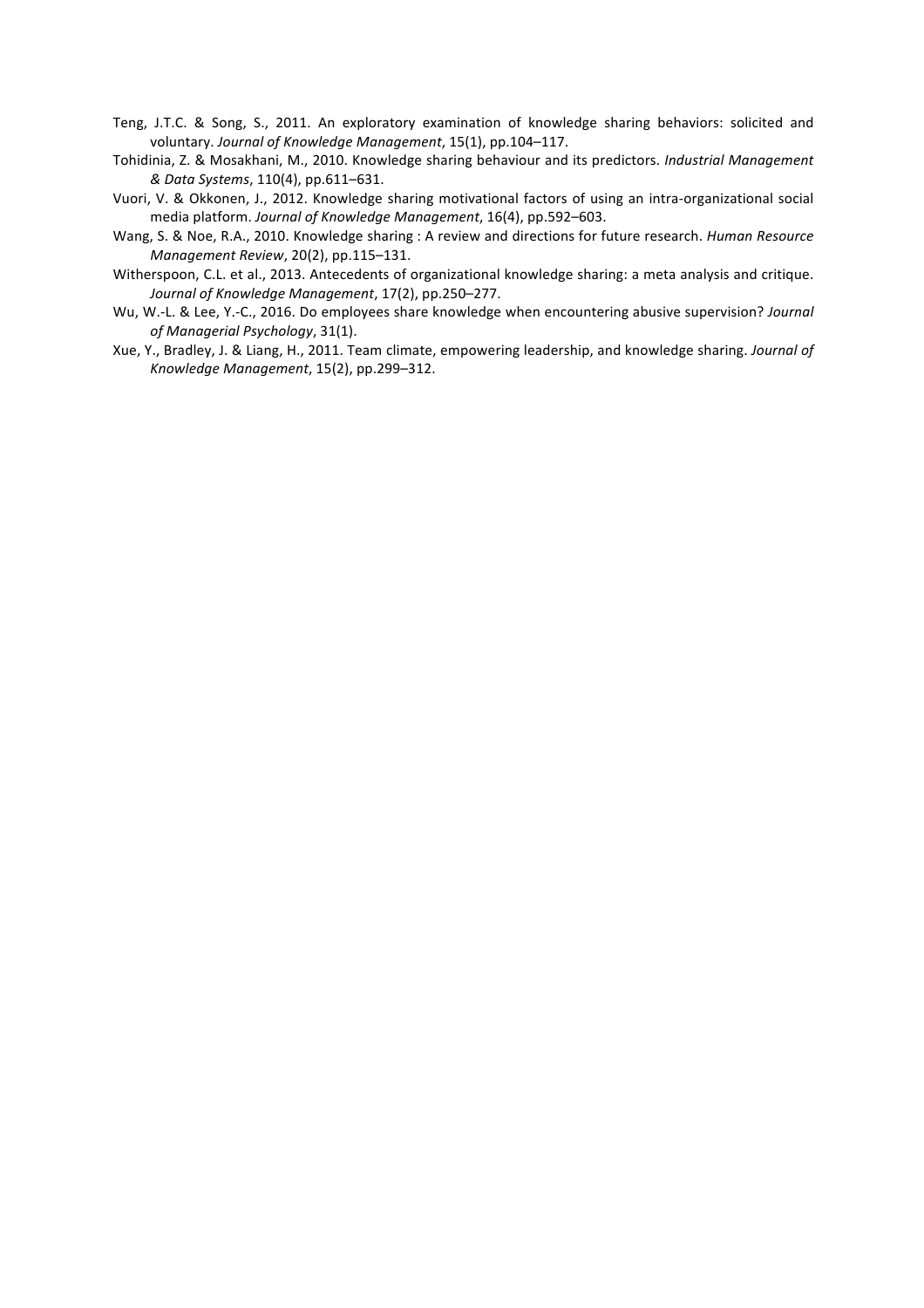Teng, J.T.C. & Song, S., 2011. An exploratory examination of knowledge sharing behaviors: solicited and voluntary. *Journal of Knowledge Management*, 15(1), pp.104–117.

Tohidinia, Z. & Mosakhani, M., 2010. Knowledge sharing behaviour and its predictors. *Industrial Management & Data Systems*, 110(4), pp.611–631.

Vuori, V. & Okkonen, J., 2012. Knowledge sharing motivational factors of using an intra-organizational social media platform. *Journal of Knowledge Management*, 16(4), pp.592–603.

Wang, S. & Noe, R.A., 2010. Knowledge sharing : A review and directions for future research. *Human Resource Management Review*, 20(2), pp.115–131.

Witherspoon, C.L. et al., 2013. Antecedents of organizational knowledge sharing: a meta analysis and critique. *Journal of Knowledge Management*, 17(2), pp.250–277.

Wu, W.-L. & Lee, Y.-C., 2016. Do employees share knowledge when encountering abusive supervision? *Journal of Managerial Psychology*, 31(1).

Xue, Y., Bradley, J. & Liang, H., 2011. Team climate, empowering leadership, and knowledge sharing. *Journal of Knowledge Management*, 15(2), pp.299–312.